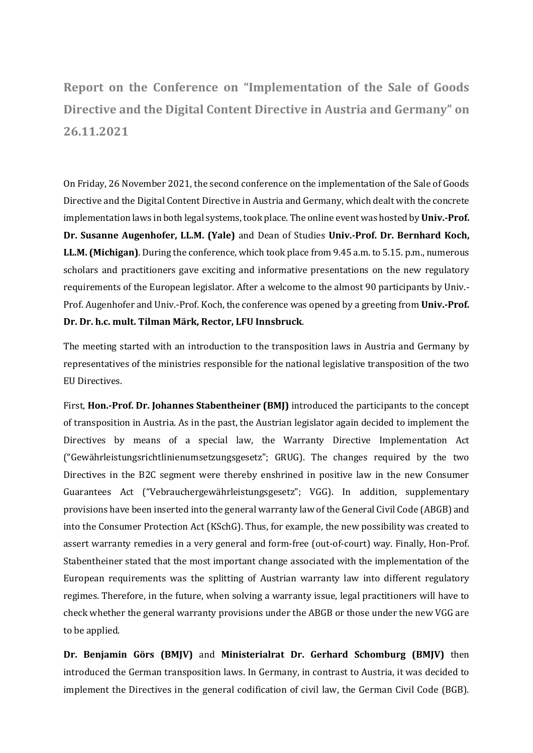# Report on the Conference on "Implementation of the Sale of Goods Directive and the Digital Content Directive in Austria and Germany" on 26.11.2021

On Friday, 26 November 2021, the second conference on the implementation of the Sale of Goods Directive and the Digital Content Directive in Austria and Germany, which dealt with the concrete implementation laws in both legal systems, took place. The online event was hosted by **Univ.-Prof. Dr. Susanne Augenhofer, LL.M. (Yale)** and Dean of Studies **Univ.-Prof. Dr. Bernhard Koch, LL.M. (Michigan)**. During the conference, which took place from 9.45 a.m. to 5.15. p.m., numerous scholars and practitioners gave exciting and informative presentations on the new regulatory requirements of the European legislator. After a welcome to the almost 90 participants by Univ.-Prof. Augenhofer and Univ.-Prof. Koch, the conference was opened by a greeting from **Univ.-Prof. Dr. Dr. h.c. mult. Tilman Märk, Rector, LFU Innsbruck**.

The meeting started with an introduction to the transposition laws in Austria and Germany by representatives of the ministries responsible for the national legislative transposition of the two EU Directives.

First, **Hon.-Prof. Dr. Johannes Stabentheiner (BMJ)** introduced the participants to the concept of transposition in Austria. As in the past, the Austrian legislator again decided to implement the Directives by means of a special law, the Warranty Directive Implementation Act ("Gewährleistungsrichtlinienumsetzungsgesetz"; GRUG). The changes required by the two Directives in the B2C segment were thereby enshrined in positive law in the new Consumer Guarantees Act ("Verbrauchergewährleistungsgesetz"; VGG). In addition, supplementary provisions have been inserted into the general warranty law of the General Civil Code (ABGB) and into the Consumer Protection Act (KSchG). Thus, for example, the new possibility was created to assert warranty remedies in a very general and form-free (out-of-court) way. Finally, Hon-Prof. Stabentheiner stated that the most important change associated with the implementation of the European requirements was the splitting of Austrian warranty law into different regulatory regimes. Therefore, in the future, when solving a warranty issue, legal practitioners will have to check whether the general warranty provisions under the ABGB or those under the new VGG are to be applied.

**Dr. Benjamin Görs (BMJV)** and **Ministerialrat Dr. Gerhard Schomburg (BMJV)** then introduced the German transposition laws. In Germany, in contrast to Austria, it was decided to implement the Directives in the general codification of civil law, the German Civil Code (BGB).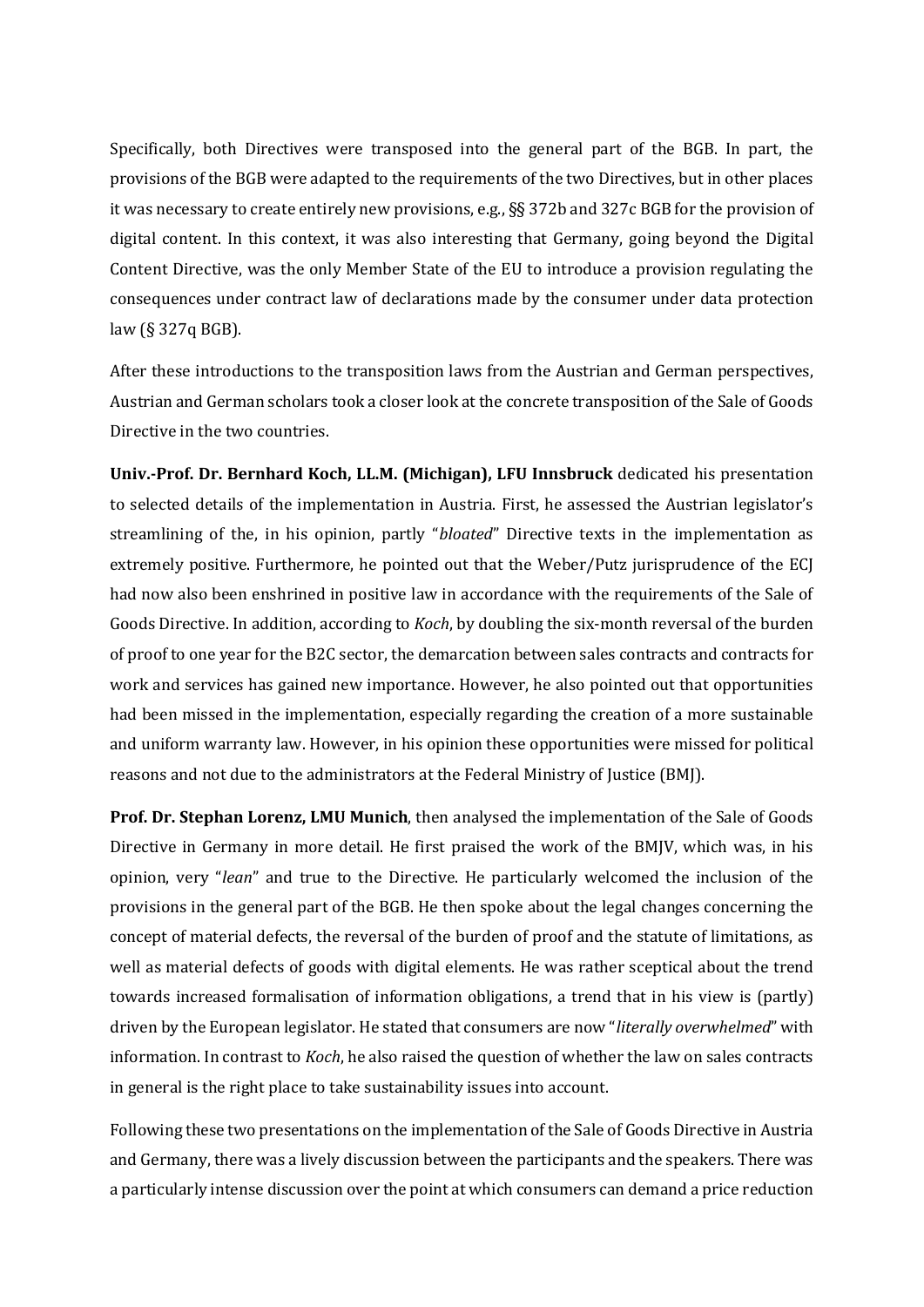Specifically, both Directives were transposed into the general part of the BGB. In part, the provisions of the BGB were adapted to the requirements of the two Directives, but in other places it was necessary to create entirely new provisions, e.g., §§ 372b and 327c BGB for the provision of digital content. In this context, it was also interesting that Germany, going beyond the Digital Content Directive, was the only Member State of the EU to introduce a provision regulating the consequences under contract law of declarations made by the consumer under data protection law (§ 327q BGB).

After these introductions to the transposition laws from the Austrian and German perspectives, Austrian and German scholars took a closer look at the concrete transposition of the Sale of Goods Directive in the two countries.

**Univ.-Prof. Dr. Bernhard Koch, LL.M. (Michigan), LFU Innsbruck** dedicated his presentation to selected details of the implementation in Austria. First, he assessed the Austrian legislator's streamlining of the, in his opinion, partly "*bloated*" Directive texts in the implementation as extremely positive. Furthermore, he pointed out that the Weber/Putz jurisprudence of the ECJ had now also been enshrined in positive law in accordance with the requirements of the Sale of Goods Directive. In addition, according to *Koch*, by doubling the six-month reversal of the burden of proof to one year for the B2C sector, the demarcation between sales contracts and contracts for work and services has gained new importance. However, he also pointed out that opportunities had been missed in the implementation, especially regarding the creation of a more sustainable and uniform warranty law. However, in his opinion these opportunities were missed for political reasons and not due to the administrators at the Federal Ministry of Justice (BMJ).

**Prof. Dr. Stephan Lorenz, LMU Munich**, then analysed the implementation of the Sale of Goods Directive in Germany in more detail. He first praised the work of the BMJV, which was, in his opinion, very "*lean*" and true to the Directive. He particularly welcomed the inclusion of the provisions in the general part of the BGB. He then spoke about the legal changes concerning the concept of material defects, the reversal of the burden of proof and the statute of limitations, as well as material defects of goods with digital elements. He was rather sceptical about the trend towards increased formalisation of information obligations, a trend that in his view is (partly) driven by the European legislator. He stated that consumers are now "*literally overwhelmed*" with information. In contrast to *Koch*, he also raised the question of whether the law on sales contracts in general is the right place to take sustainability issues into account.

Following these two presentations on the implementation of the Sale of Goods Directive in Austria and Germany, there was a lively discussion between the participants and the speakers. There was a particularly intense discussion over the point at which consumers can demand a price reduction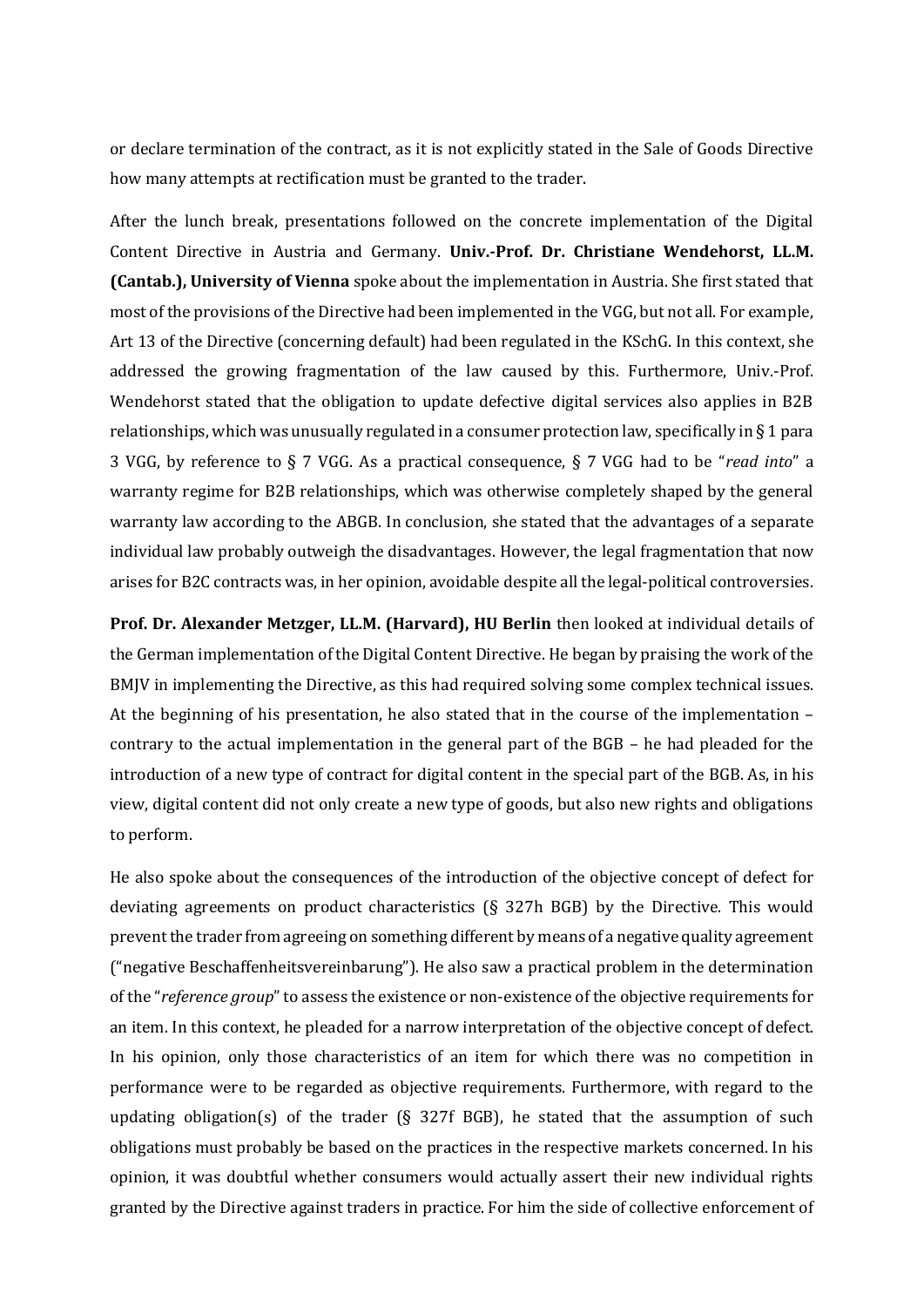or declare termination of the contract, as it is not explicitly stated in the Sale of Goods Directive how many attempts at rectification must be granted to the trader.

After the lunch break, presentations followed on the concrete implementation of the Digital Content Directive in Austria and Germany. **Univ.-Prof. Dr. Christiane Wendehorst, LL.M. (Cantab.), University of Vienna** spoke about the implementation in Austria. She first stated that most of the provisions of the Directive had been implemented in the VGG, but not all. For example, Art 13 of the Directive (concerning default) had been regulated in the KSchG. In this context, she addressed the growing fragmentation of the law caused by this. Furthermore, Univ.-Prof. Wendehorst stated that the obligation to update defective digital services also applies in B2B relationships, which was unusually regulated in a consumer protection law, specifically in § 1 para 3 VGG, by reference to § 7 VGG. As a practical consequence, § 7 VGG had to be "*read into*" a warranty regime for B2B relationships, which was otherwise completely shaped by the general warranty law according to the ABGB. In conclusion, she stated that the advantages of a separate individual law probably outweigh the disadvantages. However, the legal fragmentation that now arises for B2C contracts was, in her opinion, avoidable despite all the legal-political controversies.

**Prof. Dr. Alexander Metzger, LL.M. (Harvard), HU Berlin** then looked at individual details of the German implementation of the Digital Content Directive. He began by praising the work of the BMJV in implementing the Directive, as this had required solving some complex technical issues. At the beginning of his presentation, he also stated that in the course of the implementation – contrary to the actual implementation in the general part of the BGB – he had pleaded for the introduction of a new type of contract for digital content in the special part of the BGB. As, in his view, digital content did not only create a new type of goods, but also new rights and obligations to perform.

He also spoke about the consequences of the introduction of the objective concept of defect for deviating agreements on product characteristics (§ 327h BGB) by the Directive. This would prevent the trader from agreeing on something different by means of a negative quality agreement ("negative Beschaffenheitsvereinbarung"). He also saw a practical problem in the determination of the "*reference group*" to assess the existence or non-existence of the objective requirements for an item. In this context, he pleaded for a narrow interpretation of the objective concept of defect. In his opinion, only those characteristics of an item for which there was no competition in performance were to be regarded as objective requirements. Furthermore, with regard to the updating obligation(s) of the trader (§ 327f BGB), he stated that the assumption of such obligations must probably be based on the practices in the respective markets concerned. In his opinion, it was doubtful whether consumers would actually assert their new individual rights granted by the Directive against traders in practice. For him the side of collective enforcement of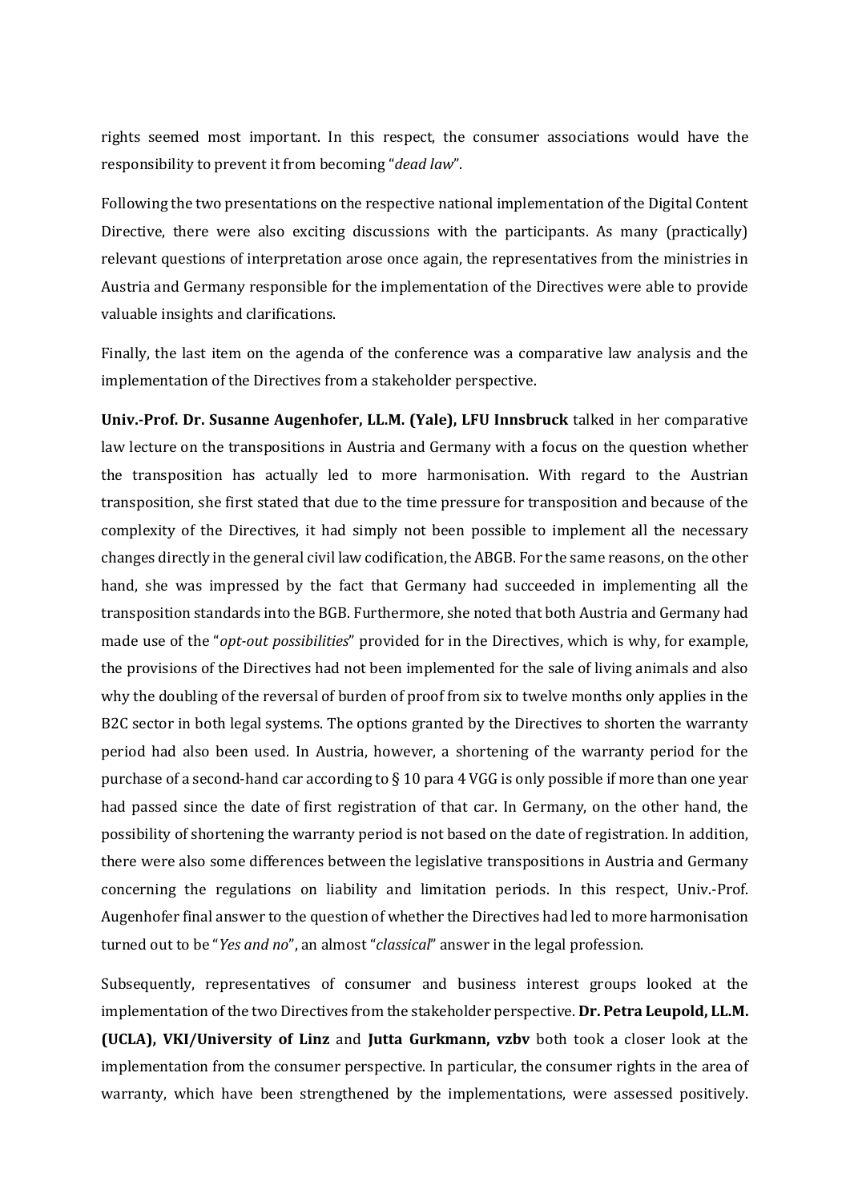rights seemed most important. In this respect, the consumer associations would have the responsibility to prevent it from becoming "*dead law*".

Following the two presentations on the respective national implementation of the Digital Content Directive, there were also exciting discussions with the participants. As many (practically) relevant questions of interpretation arose once again, the representatives from the ministries in Austria and Germany responsible for the implementation of the Directives were able to provide valuable insights and clarifications.

Finally, the last item on the agenda of the conference was a comparative law analysis and the implementation of the Directives from a stakeholder perspective.

**Univ.-Prof. Dr. Susanne Augenhofer, LL.M. (Yale), LFU Innsbruck** talked in her comparative law lecture on the transpositions in Austria and Germany with a focus on the question whether the transposition has actually led to more harmonisation. With regard to the Austrian transposition, she first stated that due to the time pressure for transposition and because of the complexity of the Directives, it had simply not been possible to implement all the necessary changes directly in the general civil law codification, the ABGB. For the same reasons, on the other hand, she was impressed by the fact that Germany had succeeded in implementing all the transposition standards into the BGB. Furthermore, she noted that both Austria and Germany had made use of the "*opt-out possibilities*" provided for in the Directives, which is why, for example, the provisions of the Directives had not been implemented for the sale of living animals and also why the doubling of the reversal of burden of proof from six to twelve months only applies in the B2C sector in both legal systems. The options granted by the Directives to shorten the warranty period had also been used. In Austria, however, a shortening of the warranty period for the purchase of a second-hand car according to § 10 para 4 VGG is only possible if more than one year had passed since the date of first registration of that car. In Germany, on the other hand, the possibility of shortening the warranty period is not based on the date of registration. In addition, there were also some differences between the legislative transpositions in Austria and Germany concerning the regulations on liability and limitation periods. In this respect, Univ.-Prof. Augenhofer final answer to the question of whether the Directives had led to more harmonisation turned out to be "*Yes and no*", an almost "*classical*" answer in the legal profession.

Subsequently, representatives of consumer and business interest groups looked at the implementation of the two Directives from the stakeholder perspective. **Dr. Petra Leupold, LL.M. (UCLA), VKI/University of Linz** and **Jutta Gurkmann, vzbv** both took a closer look at the implementation from the consumer perspective. In particular, the consumer rights in the area of warranty, which have been strengthened by the implementations, were assessed positively.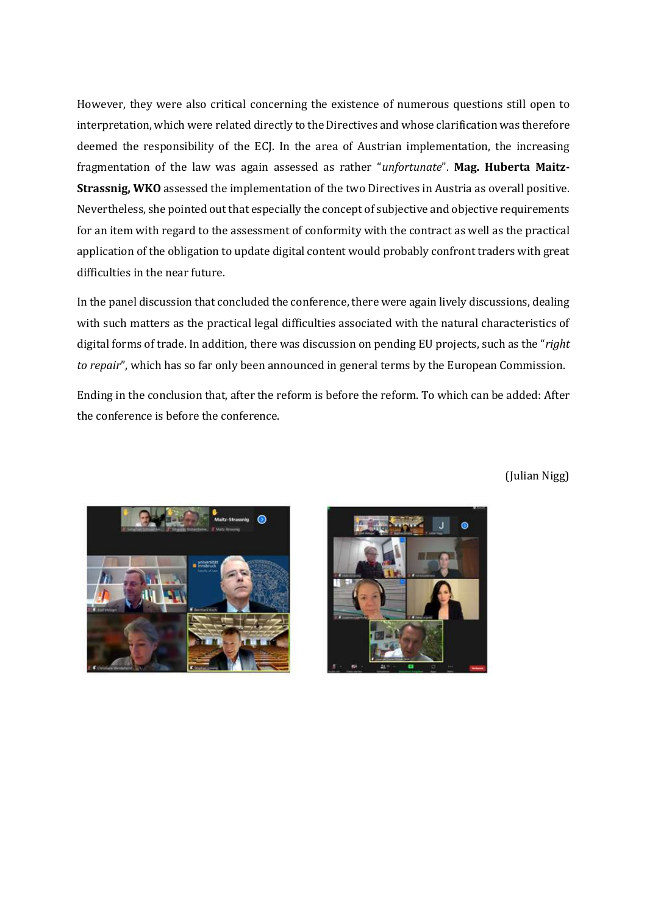However, they were also critical concerning the existence of numerous questions still open to interpretation, which were related directly to the Directives and whose clarification was therefore deemed the responsibility of the ECJ. In the area of Austrian implementation, the increasing fragmentation of the law was again assessed as rather "*unfortunate*". **Mag. Huberta Maitz-Strassnig, WKO** assessed the implementation of the two Directives in Austria as overall positive. Nevertheless, she pointed out that especially the concept of subjective and objective requirements for an item with regard to the assessment of conformity with the contract as well as the practical application of the obligation to update digital content would probably confront traders with great difficulties in the near future.

In the panel discussion that concluded the conference, there were again lively discussions, dealing with such matters as the practical legal difficulties associated with the natural characteristics of digital forms of trade. In addition, there was discussion on pending EU projects, such as the "*right to repair*", which has so far only been announced in general terms by the European Commission.

Ending in the conclusion that, after the reform is before the reform. To which can be added: After the conference is before the conference.

(Julian Nigg)